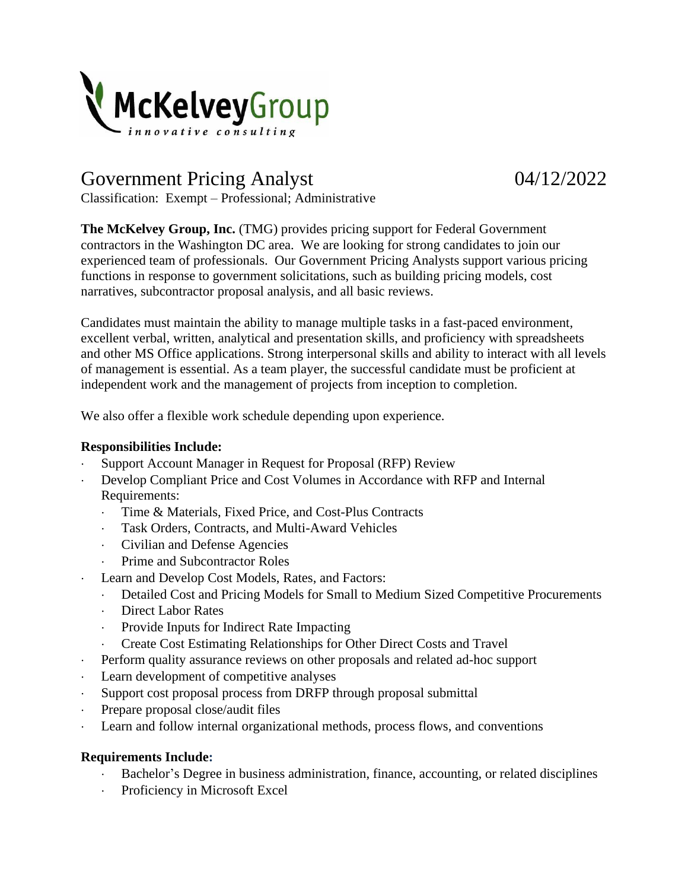McKelveyGroup
*innovative consulting*

# Government Pricing Analyst 04/12/2022

Classification: Exempt – Professional; Administrative

**The McKelvey Group, Inc.** (TMG) provides pricing support for Federal Government contractors in the Washington DC area. We are looking for strong candidates to join our experienced team of professionals. Our Government Pricing Analysts support various pricing functions in response to government solicitations, such as building pricing models, cost narratives, subcontractor proposal analysis, and all basic reviews.

Candidates must maintain the ability to manage multiple tasks in a fast-paced environment, excellent verbal, written, analytical and presentation skills, and proficiency with spreadsheets and other MS Office applications. Strong interpersonal skills and ability to interact with all levels of management is essential. As a team player, the successful candidate must be proficient at independent work and the management of projects from inception to completion.

We also offer a flexible work schedule depending upon experience.

**Responsibilities Include:**

- Support Account Manager in Request for Proposal (RFP) Review
- Develop Compliant Price and Cost Volumes in Accordance with RFP and Internal Requirements:
  - Time & Materials, Fixed Price, and Cost-Plus Contracts
  - Task Orders, Contracts, and Multi-Award Vehicles
  - Civilian and Defense Agencies
  - Prime and Subcontractor Roles
- Learn and Develop Cost Models, Rates, and Factors:
  - Detailed Cost and Pricing Models for Small to Medium Sized Competitive Procurements
  - Direct Labor Rates
  - Provide Inputs for Indirect Rate Impacting
  - Create Cost Estimating Relationships for Other Direct Costs and Travel
- Perform quality assurance reviews on other proposals and related ad-hoc support
- Learn development of competitive analyses
- Support cost proposal process from DRFP through proposal submittal
- Prepare proposal close/audit files
- Learn and follow internal organizational methods, process flows, and conventions

**Requirements Include:**

- Bachelor's Degree in business administration, finance, accounting, or related disciplines
- Proficiency in Microsoft Excel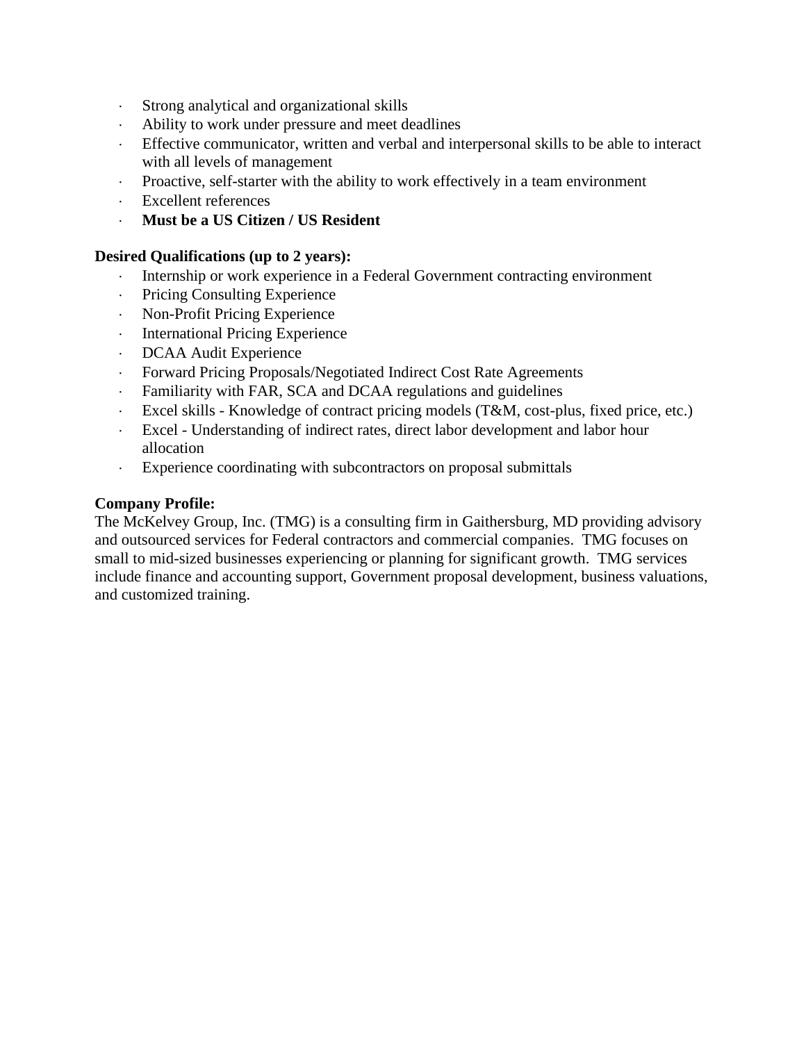- Strong analytical and organizational skills
- Ability to work under pressure and meet deadlines
- Effective communicator, written and verbal and interpersonal skills to be able to interact with all levels of management
- Proactive, self-starter with the ability to work effectively in a team environment
- Excellent references
- **Must be a US Citizen / US Resident**

**Desired Qualifications (up to 2 years):**

- Internship or work experience in a Federal Government contracting environment
- Pricing Consulting Experience
- Non-Profit Pricing Experience
- International Pricing Experience
- DCAA Audit Experience
- Forward Pricing Proposals/Negotiated Indirect Cost Rate Agreements
- Familiarity with FAR, SCA and DCAA regulations and guidelines
- Excel skills - Knowledge of contract pricing models (T&M, cost-plus, fixed price, etc.)
- Excel - Understanding of indirect rates, direct labor development and labor hour allocation
- Experience coordinating with subcontractors on proposal submittals

**Company Profile:**

The McKelvey Group, Inc. (TMG) is a consulting firm in Gaithersburg, MD providing advisory and outsourced services for Federal contractors and commercial companies. TMG focuses on small to mid-sized businesses experiencing or planning for significant growth. TMG services include finance and accounting support, Government proposal development, business valuations, and customized training.